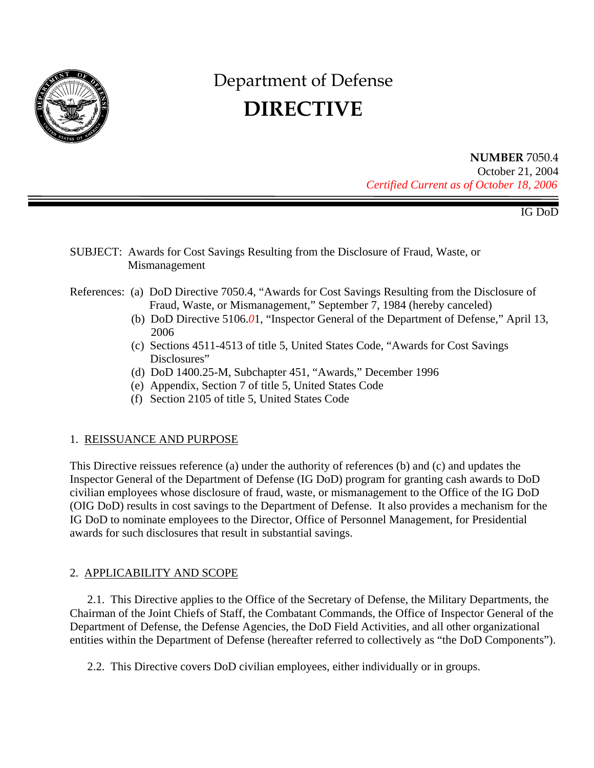# Department of Defense
# DIRECTIVE

**NUMBER** 7050.4
October 21, 2004
*Certified Current as of October 18, 2006*

IG DoD

SUBJECT: Awards for Cost Savings Resulting from the Disclosure of Fraud, Waste, or Mismanagement

References:
- (a) DoD Directive 7050.4, "Awards for Cost Savings Resulting from the Disclosure of Fraud, Waste, or Mismanagement," September 7, 1984 (hereby canceled)
- (b) DoD Directive 5106.*0*1, "Inspector General of the Department of Defense," April 13, 2006
- (c) Sections 4511-4513 of title 5, United States Code, "Awards for Cost Savings Disclosures"
- (d) DoD 1400.25-M, Subchapter 451, "Awards," December 1996
- (e) Appendix, Section 7 of title 5, United States Code
- (f) Section 2105 of title 5, United States Code

## 1. REISSUANCE AND PURPOSE

This Directive reissues reference (a) under the authority of references (b) and (c) and updates the Inspector General of the Department of Defense (IG DoD) program for granting cash awards to DoD civilian employees whose disclosure of fraud, waste, or mismanagement to the Office of the IG DoD (OIG DoD) results in cost savings to the Department of Defense. It also provides a mechanism for the IG DoD to nominate employees to the Director, Office of Personnel Management, for Presidential awards for such disclosures that result in substantial savings.

## 2. APPLICABILITY AND SCOPE

2.1. This Directive applies to the Office of the Secretary of Defense, the Military Departments, the Chairman of the Joint Chiefs of Staff, the Combatant Commands, the Office of Inspector General of the Department of Defense, the Defense Agencies, the DoD Field Activities, and all other organizational entities within the Department of Defense (hereafter referred to collectively as "the DoD Components").

2.2. This Directive covers DoD civilian employees, either individually or in groups.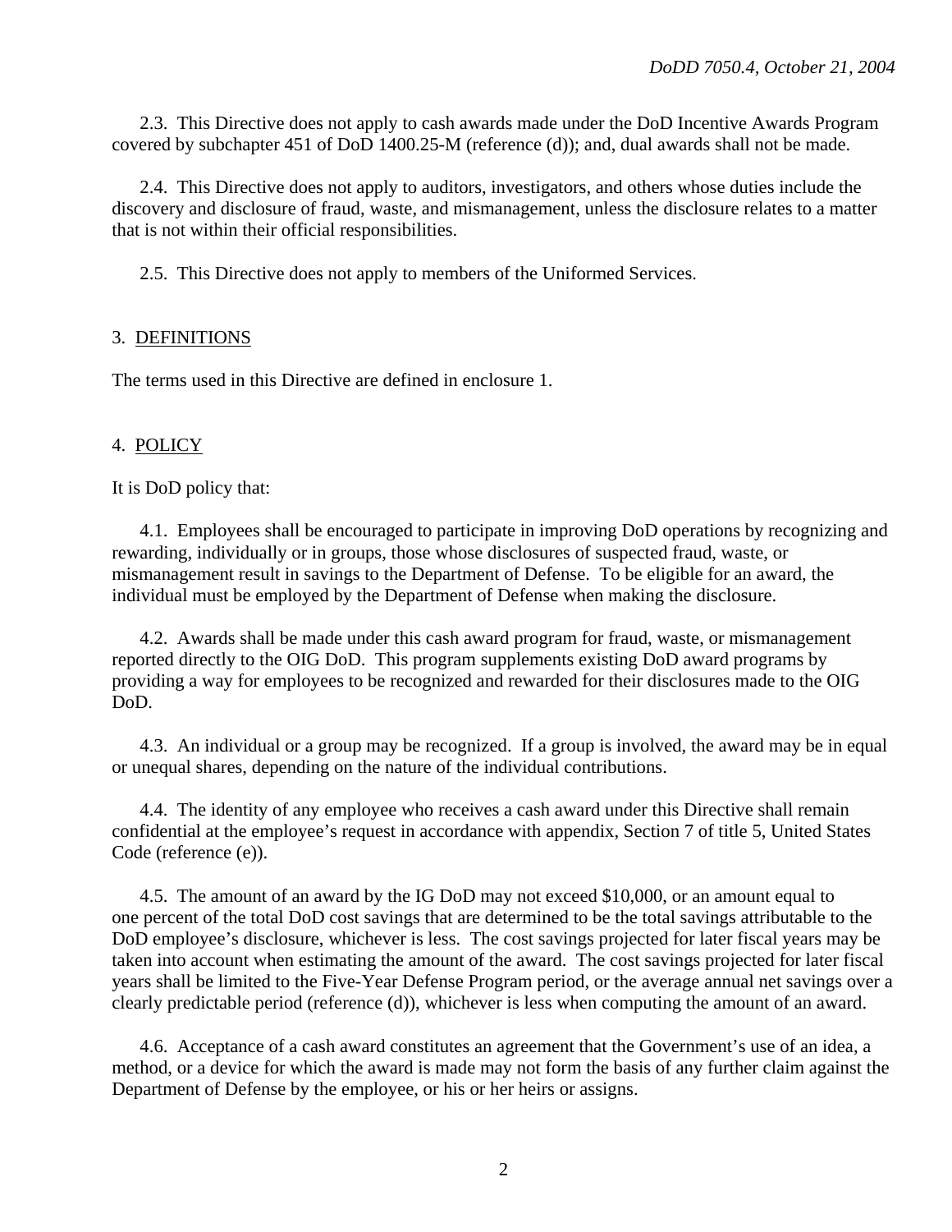2.3. This Directive does not apply to cash awards made under the DoD Incentive Awards Program covered by subchapter 451 of DoD 1400.25-M (reference (d)); and, dual awards shall not be made.

2.4. This Directive does not apply to auditors, investigators, and others whose duties include the discovery and disclosure of fraud, waste, and mismanagement, unless the disclosure relates to a matter that is not within their official responsibilities.

2.5. This Directive does not apply to members of the Uniformed Services.

## 3. DEFINITIONS

The terms used in this Directive are defined in enclosure 1.

## 4. POLICY

It is DoD policy that:

4.1. Employees shall be encouraged to participate in improving DoD operations by recognizing and rewarding, individually or in groups, those whose disclosures of suspected fraud, waste, or mismanagement result in savings to the Department of Defense. To be eligible for an award, the individual must be employed by the Department of Defense when making the disclosure.

4.2. Awards shall be made under this cash award program for fraud, waste, or mismanagement reported directly to the OIG DoD. This program supplements existing DoD award programs by providing a way for employees to be recognized and rewarded for their disclosures made to the OIG DoD.

4.3. An individual or a group may be recognized. If a group is involved, the award may be in equal or unequal shares, depending on the nature of the individual contributions.

4.4. The identity of any employee who receives a cash award under this Directive shall remain confidential at the employee's request in accordance with appendix, Section 7 of title 5, United States Code (reference (e)).

4.5. The amount of an award by the IG DoD may not exceed $10,000, or an amount equal to one percent of the total DoD cost savings that are determined to be the total savings attributable to the DoD employee's disclosure, whichever is less. The cost savings projected for later fiscal years may be taken into account when estimating the amount of the award. The cost savings projected for later fiscal years shall be limited to the Five-Year Defense Program period, or the average annual net savings over a clearly predictable period (reference (d)), whichever is less when computing the amount of an award.

4.6. Acceptance of a cash award constitutes an agreement that the Government's use of an idea, a method, or a device for which the award is made may not form the basis of any further claim against the Department of Defense by the employee, or his or her heirs or assigns.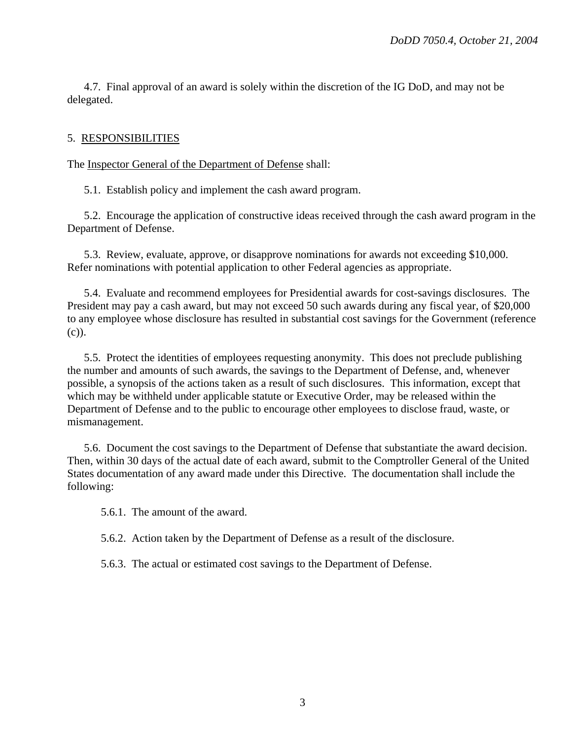4.7. Final approval of an award is solely within the discretion of the IG DoD, and may not be delegated.

## 5. RESPONSIBILITIES

The Inspector General of the Department of Defense shall:

5.1. Establish policy and implement the cash award program.

5.2. Encourage the application of constructive ideas received through the cash award program in the Department of Defense.

5.3. Review, evaluate, approve, or disapprove nominations for awards not exceeding $10,000. Refer nominations with potential application to other Federal agencies as appropriate.

5.4. Evaluate and recommend employees for Presidential awards for cost-savings disclosures. The President may pay a cash award, but may not exceed 50 such awards during any fiscal year, of $20,000 to any employee whose disclosure has resulted in substantial cost savings for the Government (reference (c)).

5.5. Protect the identities of employees requesting anonymity. This does not preclude publishing the number and amounts of such awards, the savings to the Department of Defense, and, whenever possible, a synopsis of the actions taken as a result of such disclosures. This information, except that which may be withheld under applicable statute or Executive Order, may be released within the Department of Defense and to the public to encourage other employees to disclose fraud, waste, or mismanagement.

5.6. Document the cost savings to the Department of Defense that substantiate the award decision. Then, within 30 days of the actual date of each award, submit to the Comptroller General of the United States documentation of any award made under this Directive. The documentation shall include the following:

5.6.1. The amount of the award.

5.6.2. Action taken by the Department of Defense as a result of the disclosure.

5.6.3. The actual or estimated cost savings to the Department of Defense.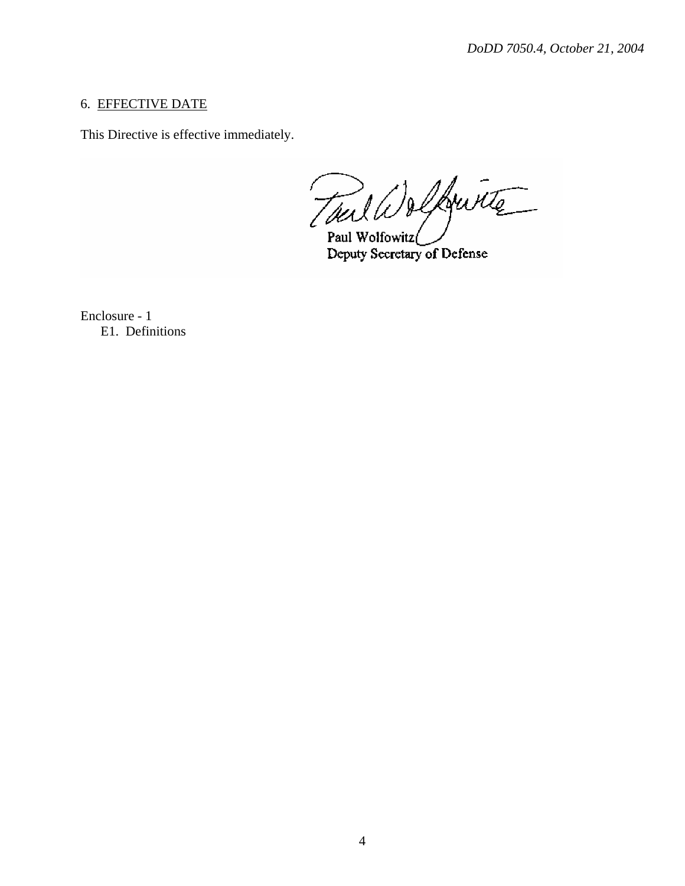## 6. EFFECTIVE DATE

This Directive is effective immediately.

Paul Wolfowitz
Deputy Secretary of Defense

Enclosure - 1
E1. Definitions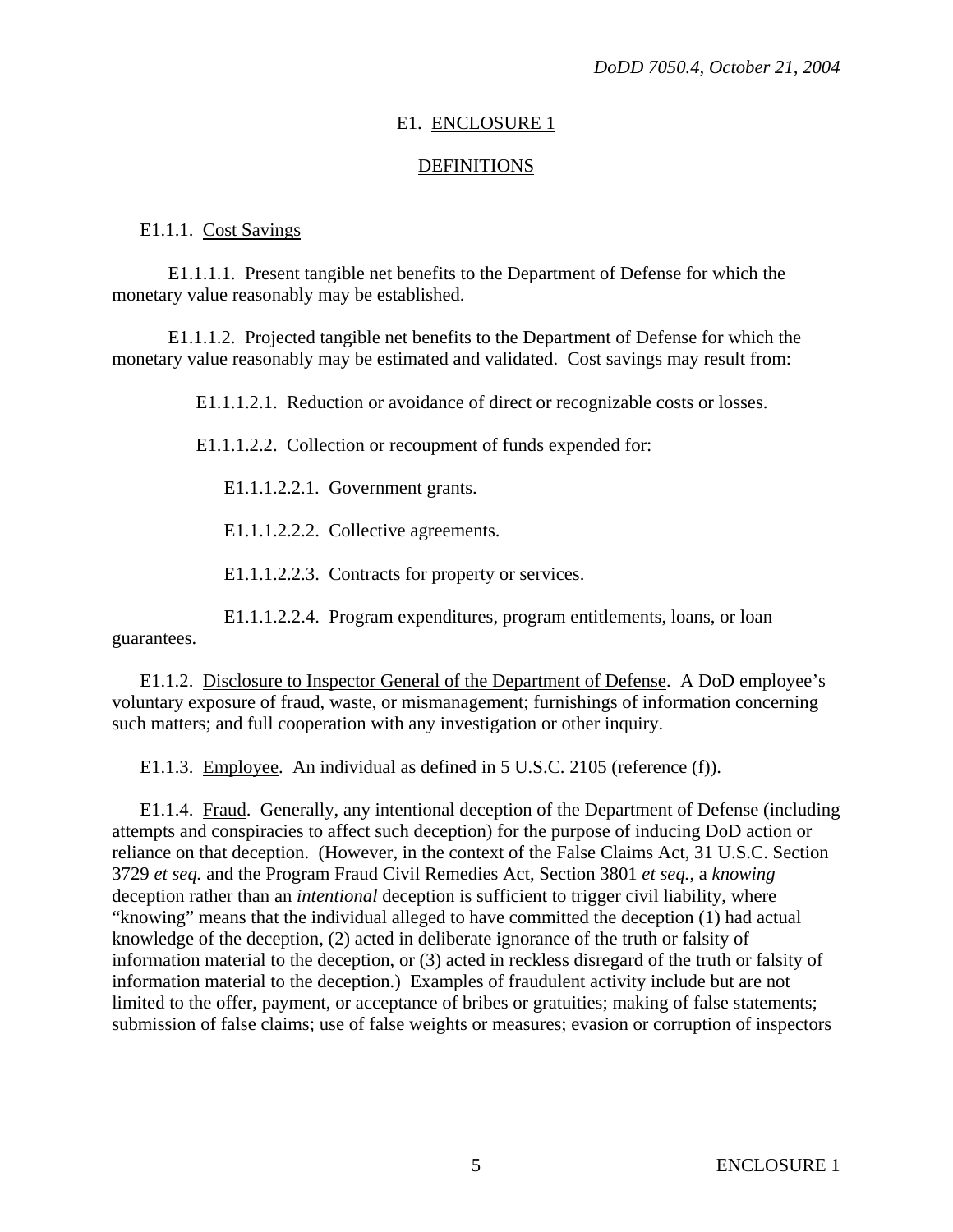# E1. ENCLOSURE 1

## DEFINITIONS

E1.1.1. Cost Savings

E1.1.1.1. Present tangible net benefits to the Department of Defense for which the monetary value reasonably may be established.

E1.1.1.2. Projected tangible net benefits to the Department of Defense for which the monetary value reasonably may be estimated and validated. Cost savings may result from:

E1.1.1.2.1. Reduction or avoidance of direct or recognizable costs or losses.

E1.1.1.2.2. Collection or recoupment of funds expended for:

E1.1.1.2.2.1. Government grants.

E1.1.1.2.2.2. Collective agreements.

E1.1.1.2.2.3. Contracts for property or services.

E1.1.1.2.2.4. Program expenditures, program entitlements, loans, or loan guarantees.

E1.1.2. Disclosure to Inspector General of the Department of Defense. A DoD employee's voluntary exposure of fraud, waste, or mismanagement; furnishings of information concerning such matters; and full cooperation with any investigation or other inquiry.

E1.1.3. Employee. An individual as defined in 5 U.S.C. 2105 (reference (f)).

E1.1.4. Fraud. Generally, any intentional deception of the Department of Defense (including attempts and conspiracies to affect such deception) for the purpose of inducing DoD action or reliance on that deception. (However, in the context of the False Claims Act, 31 U.S.C. Section 3729 *et seq.* and the Program Fraud Civil Remedies Act, Section 3801 *et seq.*, a *knowing* deception rather than an *intentional* deception is sufficient to trigger civil liability, where "knowing" means that the individual alleged to have committed the deception (1) had actual knowledge of the deception, (2) acted in deliberate ignorance of the truth or falsity of information material to the deception, or (3) acted in reckless disregard of the truth or falsity of information material to the deception.) Examples of fraudulent activity include but are not limited to the offer, payment, or acceptance of bribes or gratuities; making of false statements; submission of false claims; use of false weights or measures; evasion or corruption of inspectors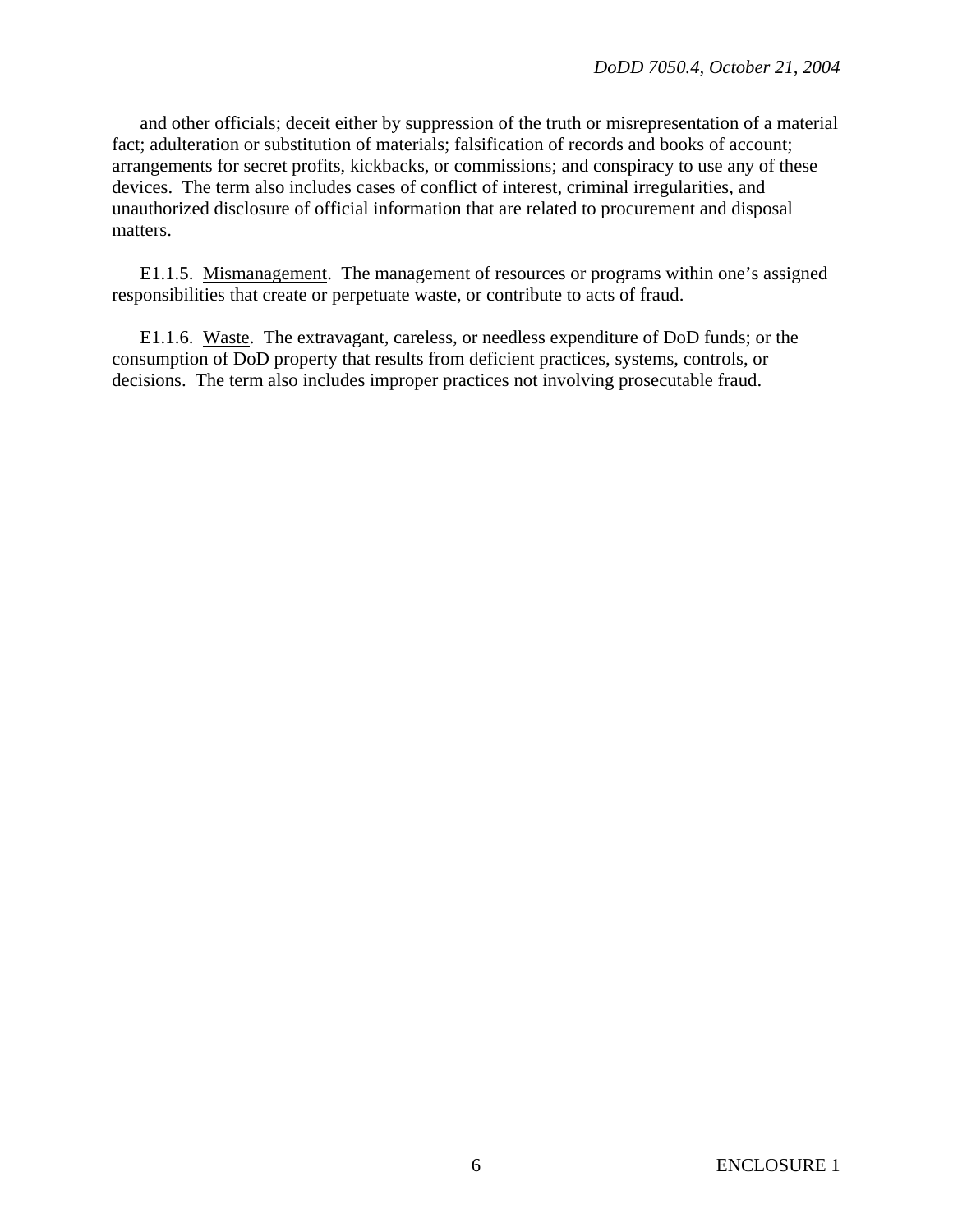and other officials; deceit either by suppression of the truth or misrepresentation of a material fact; adulteration or substitution of materials; falsification of records and books of account; arrangements for secret profits, kickbacks, or commissions; and conspiracy to use any of these devices. The term also includes cases of conflict of interest, criminal irregularities, and unauthorized disclosure of official information that are related to procurement and disposal matters.

E1.1.5. Mismanagement. The management of resources or programs within one's assigned responsibilities that create or perpetuate waste, or contribute to acts of fraud.

E1.1.6. Waste. The extravagant, careless, or needless expenditure of DoD funds; or the consumption of DoD property that results from deficient practices, systems, controls, or decisions. The term also includes improper practices not involving prosecutable fraud.